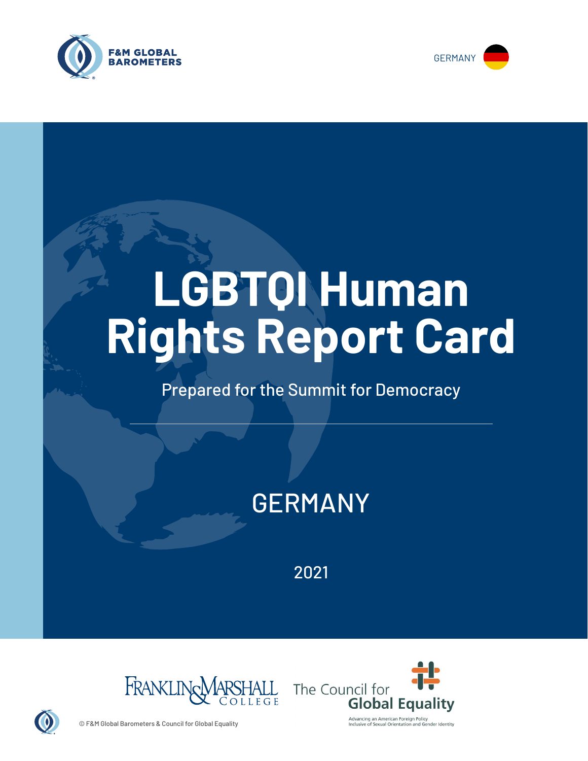F&M GLOBAL BAROMETERS

GERMANY

# LGBTQI Human Rights Report Card

Prepared for the Summit for Democracy

## GERMANY

2021

FRANKLIN & MARSHALL COLLEGE

The Council for Global Equality

Advancing an American Foreign Policy Inclusive of Sexual Orientation and Gender Identity

© F&M Global Barometers & Council for Global Equality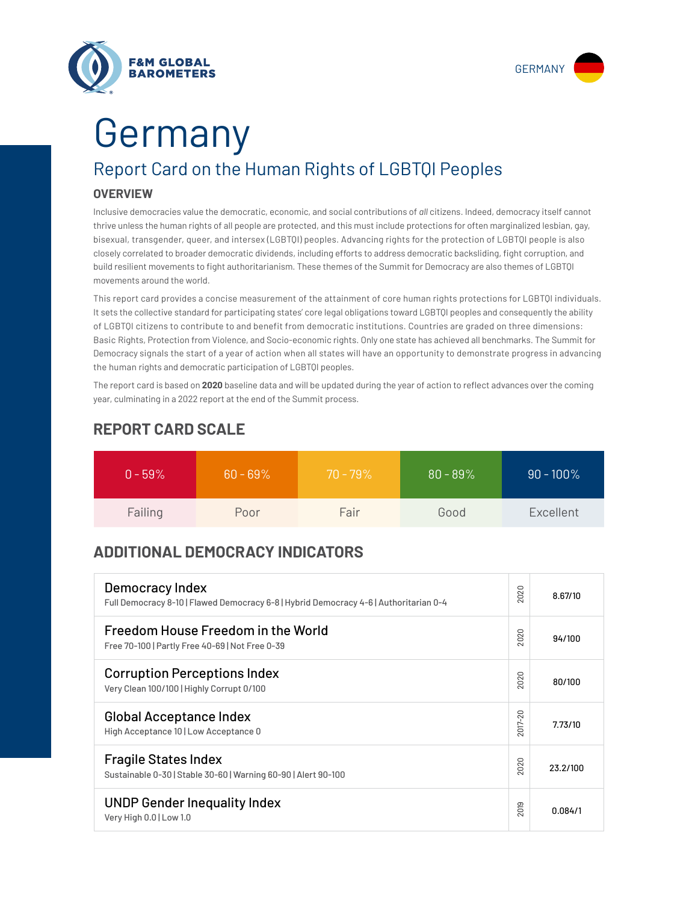F&M GLOBAL BAROMETERS

GERMANY

# Germany

## Report Card on the Human Rights of LGBTQI Peoples

### OVERVIEW

Inclusive democracies value the democratic, economic, and social contributions of *all* citizens. Indeed, democracy itself cannot thrive unless the human rights of all people are protected, and this must include protections for often marginalized lesbian, gay, bisexual, transgender, queer, and intersex (LGBTQI) peoples. Advancing rights for the protection of LGBTQI people is also closely correlated to broader democratic dividends, including efforts to address democratic backsliding, fight corruption, and build resilient movements to fight authoritarianism. These themes of the Summit for Democracy are also themes of LGBTQI movements around the world.

This report card provides a concise measurement of the attainment of core human rights protections for LGBTQI individuals. It sets the collective standard for participating states' core legal obligations toward LGBTQI peoples and consequently the ability of LGBTQI citizens to contribute to and benefit from democratic institutions. Countries are graded on three dimensions: Basic Rights, Protection from Violence, and Socio-economic rights. Only one state has achieved all benchmarks. The Summit for Democracy signals the start of a year of action when all states will have an opportunity to demonstrate progress in advancing the human rights and democratic participation of LGBTQI peoples.

The report card is based on **2020** baseline data and will be updated during the year of action to reflect advances over the coming year, culminating in a 2022 report at the end of the Summit process.

## REPORT CARD SCALE

| 0 - 59% | 60 - 69% | 70 - 79% | 80 - 89% | 90 - 100% |
|---|---|---|---|---|
| Failing | Poor | Fair | Good | Excellent |

## ADDITIONAL DEMOCRACY INDICATORS

| Indicator | Year | Score |
|---|---|---|
| **Democracy Index**<br>Full Democracy 8-10 \| Flawed Democracy 6-8 \| Hybrid Democracy 4-6 \| Authoritarian 0-4 | 2020 | 8.67/10 |
| **Freedom House Freedom in the World**<br>Free 70-100 \| Partly Free 40-69 \| Not Free 0-39 | 2020 | 94/100 |
| **Corruption Perceptions Index**<br>Very Clean 100/100 \| Highly Corrupt 0/100 | 2020 | 80/100 |
| **Global Acceptance Index**<br>High Acceptance 10 \| Low Acceptance 0 | 2017-20 | 7.73/10 |
| **Fragile States Index**<br>Sustainable 0-30 \| Stable 30-60 \| Warning 60-90 \| Alert 90-100 | 2020 | 23.2/100 |
| **UNDP Gender Inequality Index**<br>Very High 0.0 \| Low 1.0 | 2019 | 0.084/1 |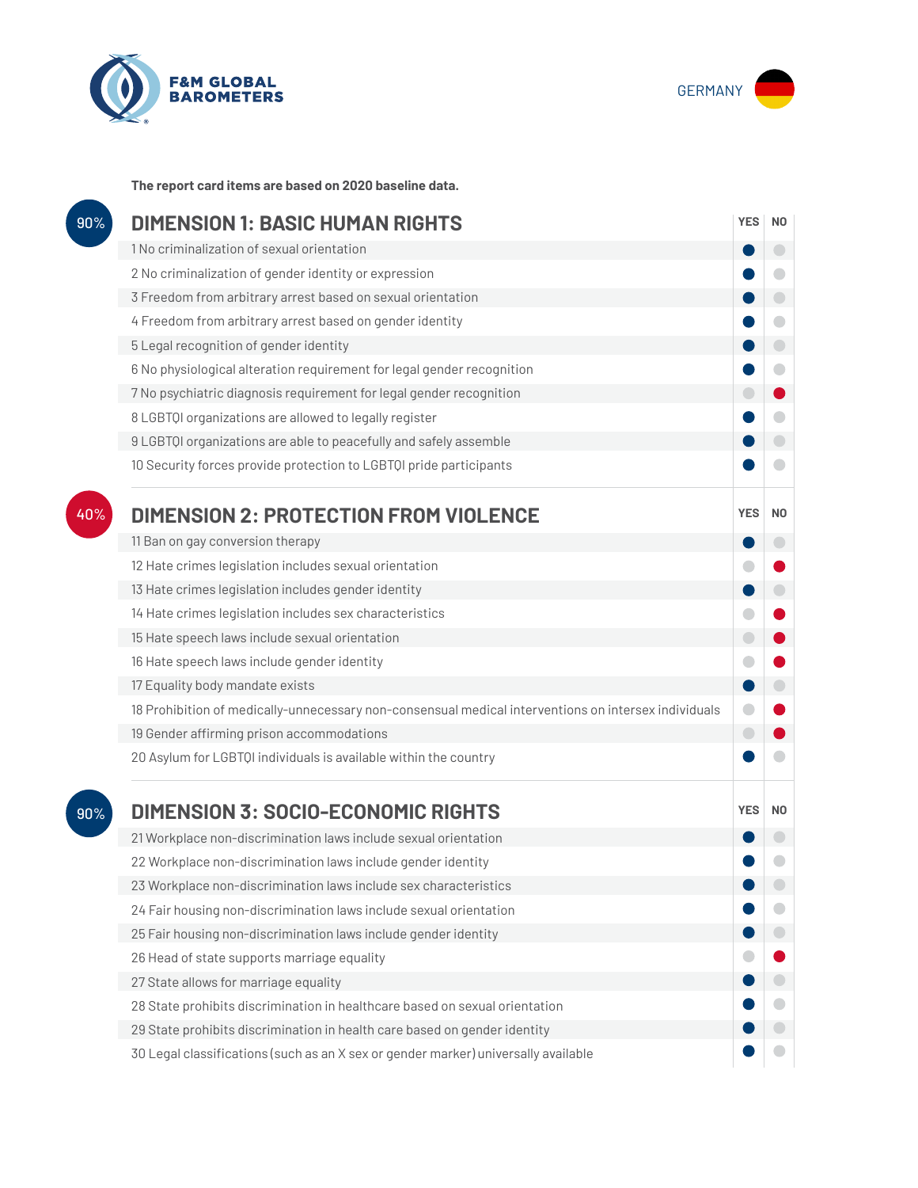F&M GLOBAL BAROMETERS

GERMANY

**The report card items are based on 2020 baseline data.**

## DIMENSION 1: BASIC HUMAN RIGHTS

90%

| Item | YES | NO |
|---|---|---|
| 1 No criminalization of sexual orientation | ● | |
| 2 No criminalization of gender identity or expression | ● | |
| 3 Freedom from arbitrary arrest based on sexual orientation | ● | |
| 4 Freedom from arbitrary arrest based on gender identity | ● | |
| 5 Legal recognition of gender identity | ● | |
| 6 No physiological alteration requirement for legal gender recognition | ● | |
| 7 No psychiatric diagnosis requirement for legal gender recognition | | ● |
| 8 LGBTQI organizations are allowed to legally register | ● | |
| 9 LGBTQI organizations are able to peacefully and safely assemble | ● | |
| 10 Security forces provide protection to LGBTQI pride participants | ● | |

## DIMENSION 2: PROTECTION FROM VIOLENCE

40%

| Item | YES | NO |
|---|---|---|
| 11 Ban on gay conversion therapy | ● | |
| 12 Hate crimes legislation includes sexual orientation | | ● |
| 13 Hate crimes legislation includes gender identity | ● | |
| 14 Hate crimes legislation includes sex characteristics | | ● |
| 15 Hate speech laws include sexual orientation | | ● |
| 16 Hate speech laws include gender identity | | ● |
| 17 Equality body mandate exists | ● | |
| 18 Prohibition of medically-unnecessary non-consensual medical interventions on intersex individuals | | ● |
| 19 Gender affirming prison accommodations | | ● |
| 20 Asylum for LGBTQI individuals is available within the country | ● | |

## DIMENSION 3: SOCIO-ECONOMIC RIGHTS

90%

| Item | YES | NO |
|---|---|---|
| 21 Workplace non-discrimination laws include sexual orientation | ● | |
| 22 Workplace non-discrimination laws include gender identity | ● | |
| 23 Workplace non-discrimination laws include sex characteristics | ● | |
| 24 Fair housing non-discrimination laws include sexual orientation | ● | |
| 25 Fair housing non-discrimination laws include gender identity | ● | |
| 26 Head of state supports marriage equality | | ● |
| 27 State allows for marriage equality | ● | |
| 28 State prohibits discrimination in healthcare based on sexual orientation | ● | |
| 29 State prohibits discrimination in health care based on gender identity | ● | |
| 30 Legal classifications (such as an X sex or gender marker) universally available | ● | |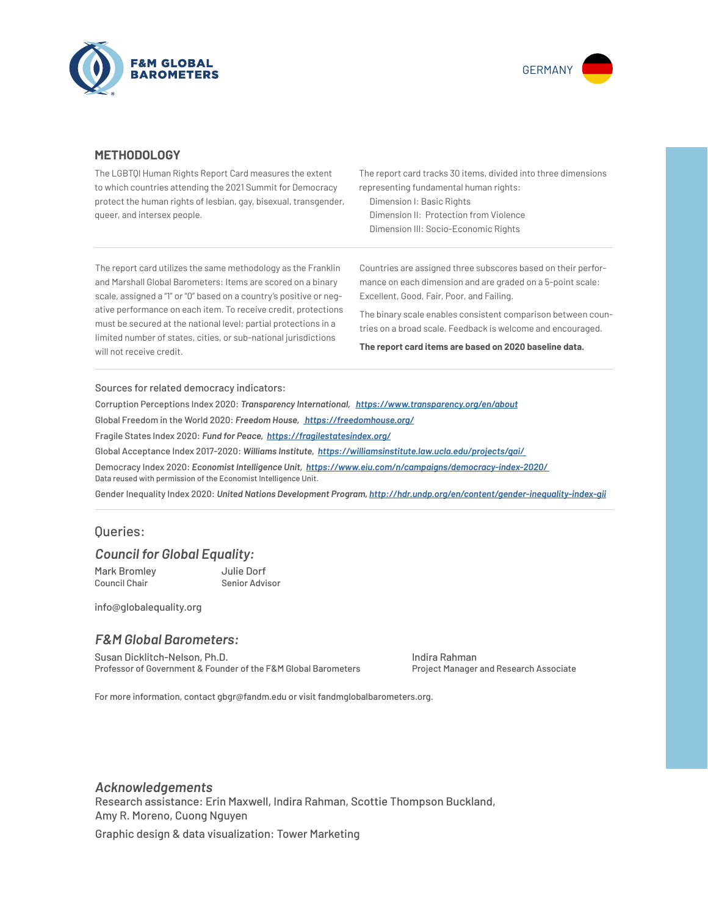F&M GLOBAL BAROMETERS

GERMANY

## METHODOLOGY

The LGBTQI Human Rights Report Card measures the extent to which countries attending the 2021 Summit for Democracy protect the human rights of lesbian, gay, bisexual, transgender, queer, and intersex people.

The report card tracks 30 items, divided into three dimensions representing fundamental human rights:

- Dimension I: Basic Rights
- Dimension II: Protection from Violence
- Dimension III: Socio-Economic Rights

The report card utilizes the same methodology as the Franklin and Marshall Global Barometers: Items are scored on a binary scale, assigned a "1" or "0" based on a country's positive or negative performance on each item. To receive credit, protections must be secured at the national level; partial protections in a limited number of states, cities, or sub-national jurisdictions will not receive credit.

Countries are assigned three subscores based on their performance on each dimension and are graded on a 5-point scale: Excellent, Good, Fair, Poor, and Failing.

The binary scale enables consistent comparison between countries on a broad scale. Feedback is welcome and encouraged.

**The report card items are based on 2020 baseline data.**

Sources for related democracy indicators:

Corruption Perceptions Index 2020: ***Transparency International,*** ***https://www.transparency.org/en/about***

Global Freedom in the World 2020: ***Freedom House,*** ***https://freedomhouse.org/***

Fragile States Index 2020: ***Fund for Peace,*** ***https://fragilestatesindex.org/***

Global Acceptance Index 2017-2020: ***Williams Institute,*** ***https://williamsinstitute.law.ucla.edu/projects/gai/***

Democracy Index 2020: ***Economist Intelligence Unit,*** ***https://www.eiu.com/n/campaigns/democracy-index-2020/***
Data reused with permission of the Economist Intelligence Unit.

Gender Inequality Index 2020: ***United Nations Development Program,*** ***http://hdr.undp.org/en/content/gender-inequality-index-gii***

## Queries:

### *Council for Global Equality:*

Mark Bromley
Council Chair

Julie Dorf
Senior Advisor

info@globalequality.org

### *F&M Global Barometers:*

Susan Dicklitch-Nelson, Ph.D.
Professor of Government & Founder of the F&M Global Barometers

Indira Rahman
Project Manager and Research Associate

For more information, contact gbgr@fandm.edu or visit fandmglobalbarometers.org.

### *Acknowledgements*

Research assistance: Erin Maxwell, Indira Rahman, Scottie Thompson Buckland, Amy R. Moreno, Cuong Nguyen

Graphic design & data visualization: Tower Marketing